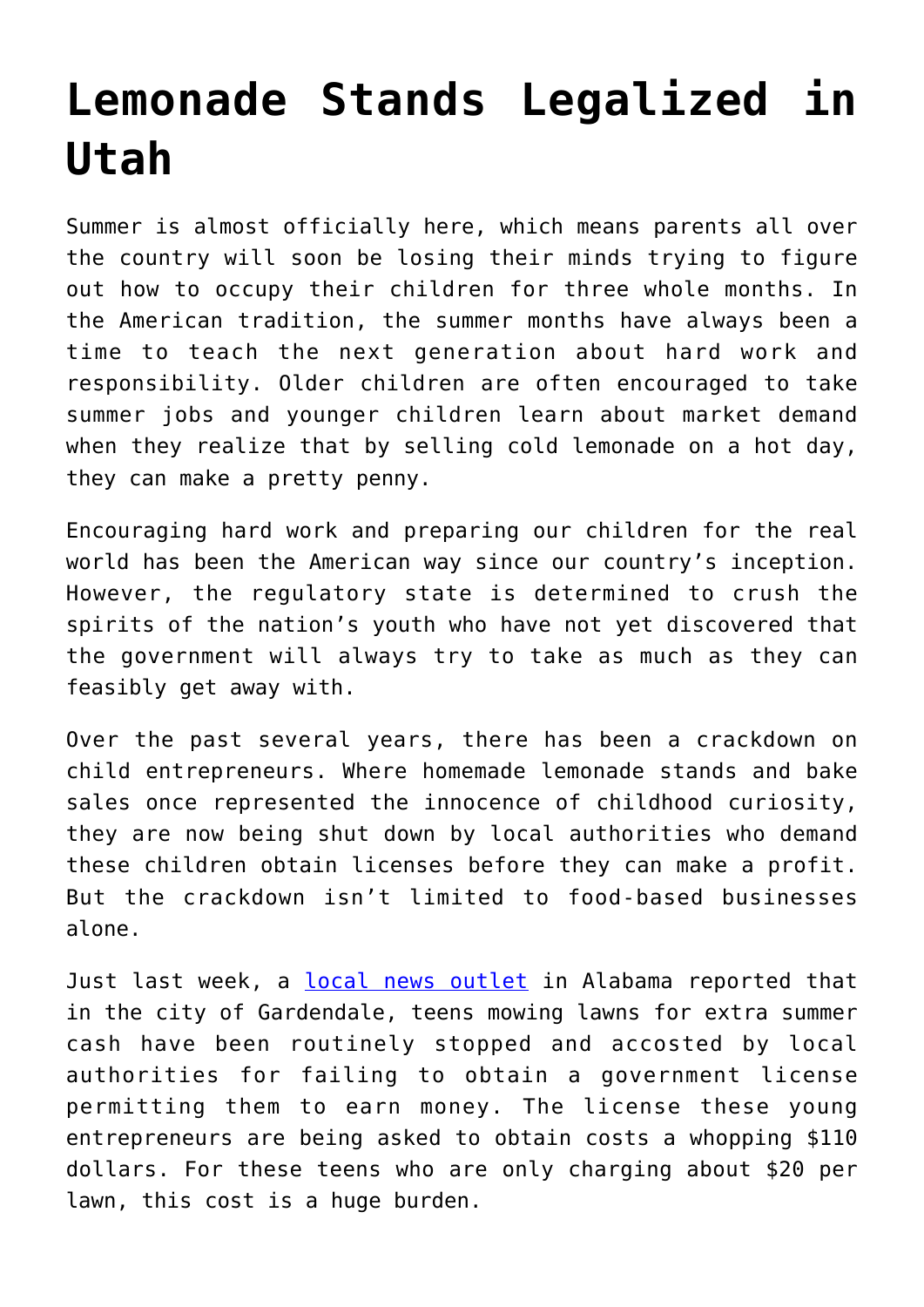# Lemonade Stands Legalized in Utah

Summer is almost officially here, which means parents all over the country will soon be losing their minds trying to figure out how to occupy their children for three whole months. In the American tradition, the summer months have always been a time to teach the next generation about hard work and responsibility. Older children are often encouraged to take summer jobs and younger children learn about market demand when they realize that by selling cold lemonade on a hot day, they can make a pretty penny.

Encouraging hard work and preparing our children for the real world has been the American way since our country's inception. However, the regulatory state is determined to crush the spirits of the nation's youth who have not yet discovered that the government will always try to take as much as they can feasibly get away with.

Over the past several years, there has been a crackdown on child entrepreneurs. Where homemade lemonade stands and bake sales once represented the innocence of childhood curiosity, they are now being shut down by local authorities who demand these children obtain licenses before they can make a profit. But the crackdown isn't limited to food-based businesses alone.

Just last week, a local news outlet in Alabama reported that in the city of Gardendale, teens mowing lawns for extra summer cash have been routinely stopped and accosted by local authorities for failing to obtain a government license permitting them to earn money. The license these young entrepreneurs are being asked to obtain costs a whopping $110 dollars. For these teens who are only charging about $20 per lawn, this cost is a huge burden.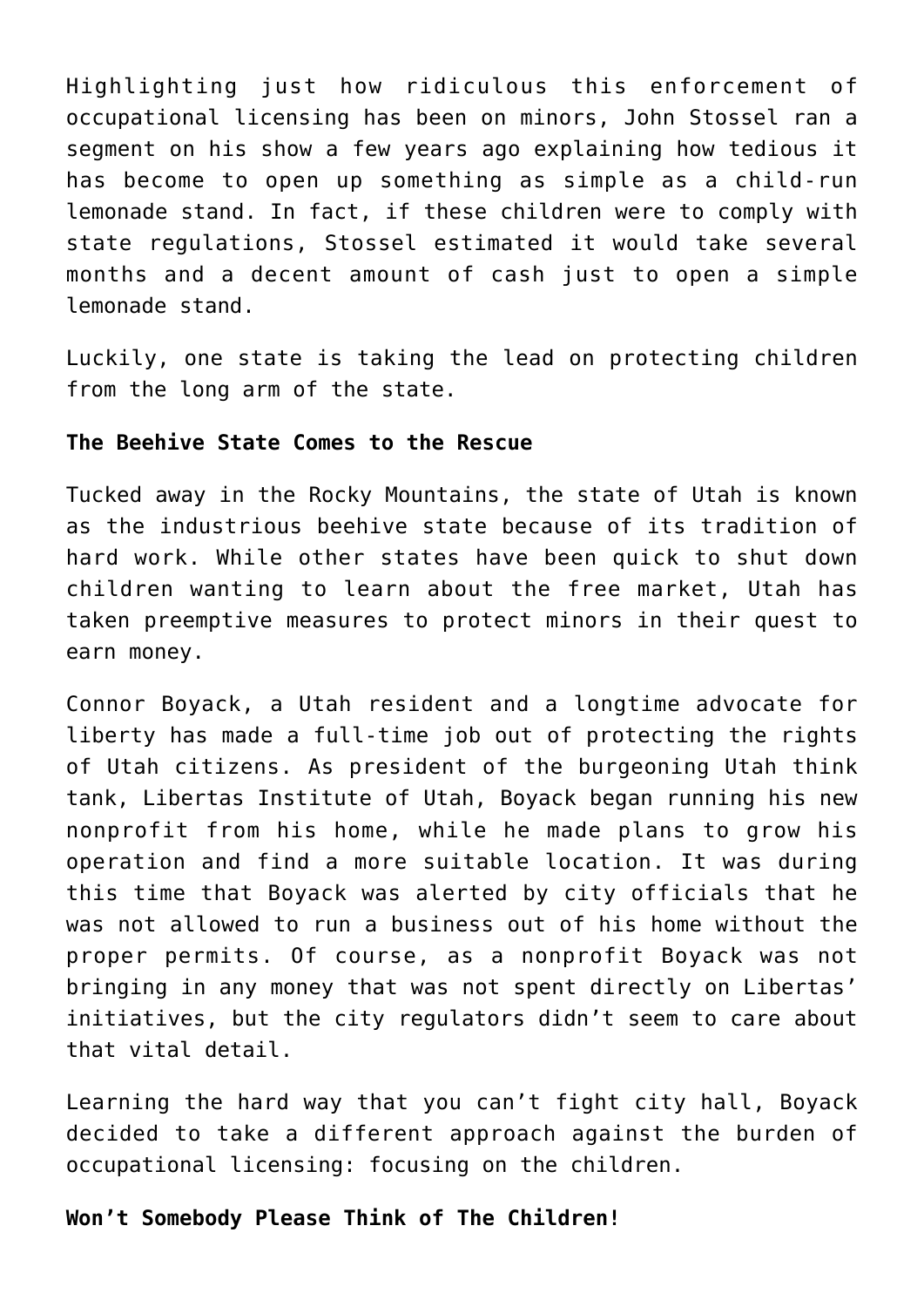Highlighting just how ridiculous this enforcement of occupational licensing has been on minors, John Stossel ran a segment on his show a few years ago explaining how tedious it has become to open up something as simple as a child-run lemonade stand. In fact, if these children were to comply with state regulations, Stossel estimated it would take several months and a decent amount of cash just to open a simple lemonade stand.

Luckily, one state is taking the lead on protecting children from the long arm of the state.

**The Beehive State Comes to the Rescue**

Tucked away in the Rocky Mountains, the state of Utah is known as the industrious beehive state because of its tradition of hard work. While other states have been quick to shut down children wanting to learn about the free market, Utah has taken preemptive measures to protect minors in their quest to earn money.

Connor Boyack, a Utah resident and a longtime advocate for liberty has made a full-time job out of protecting the rights of Utah citizens. As president of the burgeoning Utah think tank, Libertas Institute of Utah, Boyack began running his new nonprofit from his home, while he made plans to grow his operation and find a more suitable location. It was during this time that Boyack was alerted by city officials that he was not allowed to run a business out of his home without the proper permits. Of course, as a nonprofit Boyack was not bringing in any money that was not spent directly on Libertas' initiatives, but the city regulators didn't seem to care about that vital detail.

Learning the hard way that you can't fight city hall, Boyack decided to take a different approach against the burden of occupational licensing: focusing on the children.

**Won't Somebody Please Think of The Children!**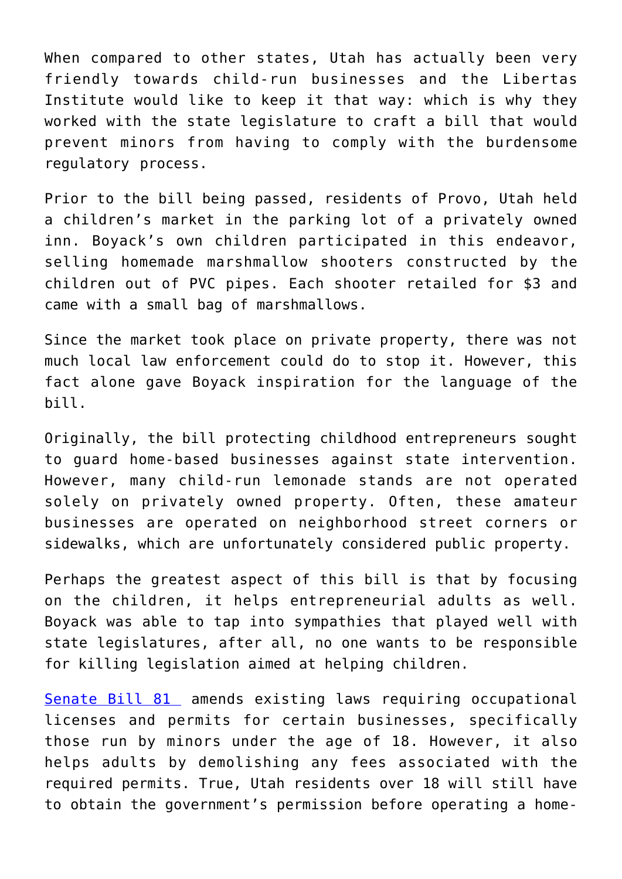When compared to other states, Utah has actually been very friendly towards child-run businesses and the Libertas Institute would like to keep it that way: which is why they worked with the state legislature to craft a bill that would prevent minors from having to comply with the burdensome regulatory process.

Prior to the bill being passed, residents of Provo, Utah held a children's market in the parking lot of a privately owned inn. Boyack's own children participated in this endeavor, selling homemade marshmallow shooters constructed by the children out of PVC pipes. Each shooter retailed for $3 and came with a small bag of marshmallows.

Since the market took place on private property, there was not much local law enforcement could do to stop it. However, this fact alone gave Boyack inspiration for the language of the bill.

Originally, the bill protecting childhood entrepreneurs sought to guard home-based businesses against state intervention. However, many child-run lemonade stands are not operated solely on privately owned property. Often, these amateur businesses are operated on neighborhood street corners or sidewalks, which are unfortunately considered public property.

Perhaps the greatest aspect of this bill is that by focusing on the children, it helps entrepreneurial adults as well. Boyack was able to tap into sympathies that played well with state legislatures, after all, no one wants to be responsible for killing legislation aimed at helping children.

Senate Bill 81 amends existing laws requiring occupational licenses and permits for certain businesses, specifically those run by minors under the age of 18. However, it also helps adults by demolishing any fees associated with the required permits. True, Utah residents over 18 will still have to obtain the government's permission before operating a home-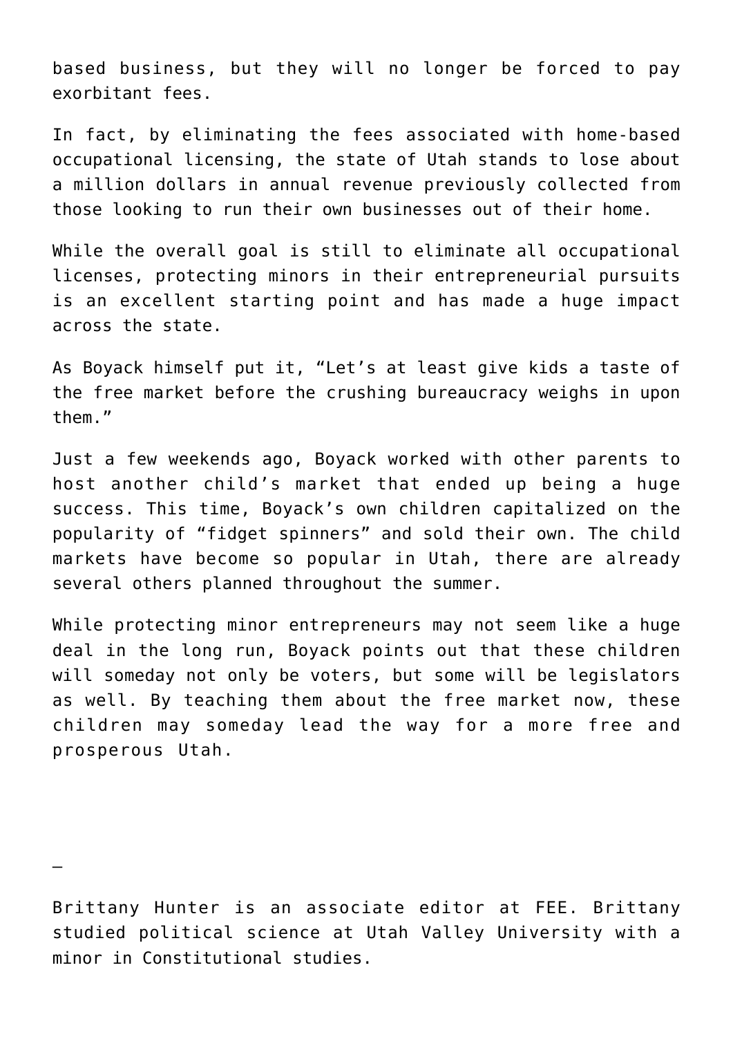based business, but they will no longer be forced to pay exorbitant fees.

In fact, by eliminating the fees associated with home-based occupational licensing, the state of Utah stands to lose about a million dollars in annual revenue previously collected from those looking to run their own businesses out of their home.

While the overall goal is still to eliminate all occupational licenses, protecting minors in their entrepreneurial pursuits is an excellent starting point and has made a huge impact across the state.

As Boyack himself put it, “Let’s at least give kids a taste of the free market before the crushing bureaucracy weighs in upon them.”

Just a few weekends ago, Boyack worked with other parents to host another child’s market that ended up being a huge success. This time, Boyack’s own children capitalized on the popularity of “fidget spinners” and sold their own. The child markets have become so popular in Utah, there are already several others planned throughout the summer.

While protecting minor entrepreneurs may not seem like a huge deal in the long run, Boyack points out that these children will someday not only be voters, but some will be legislators as well. By teaching them about the free market now, these children may someday lead the way for a more free and prosperous Utah.

—

Brittany Hunter is an associate editor at FEE. Brittany studied political science at Utah Valley University with a minor in Constitutional studies.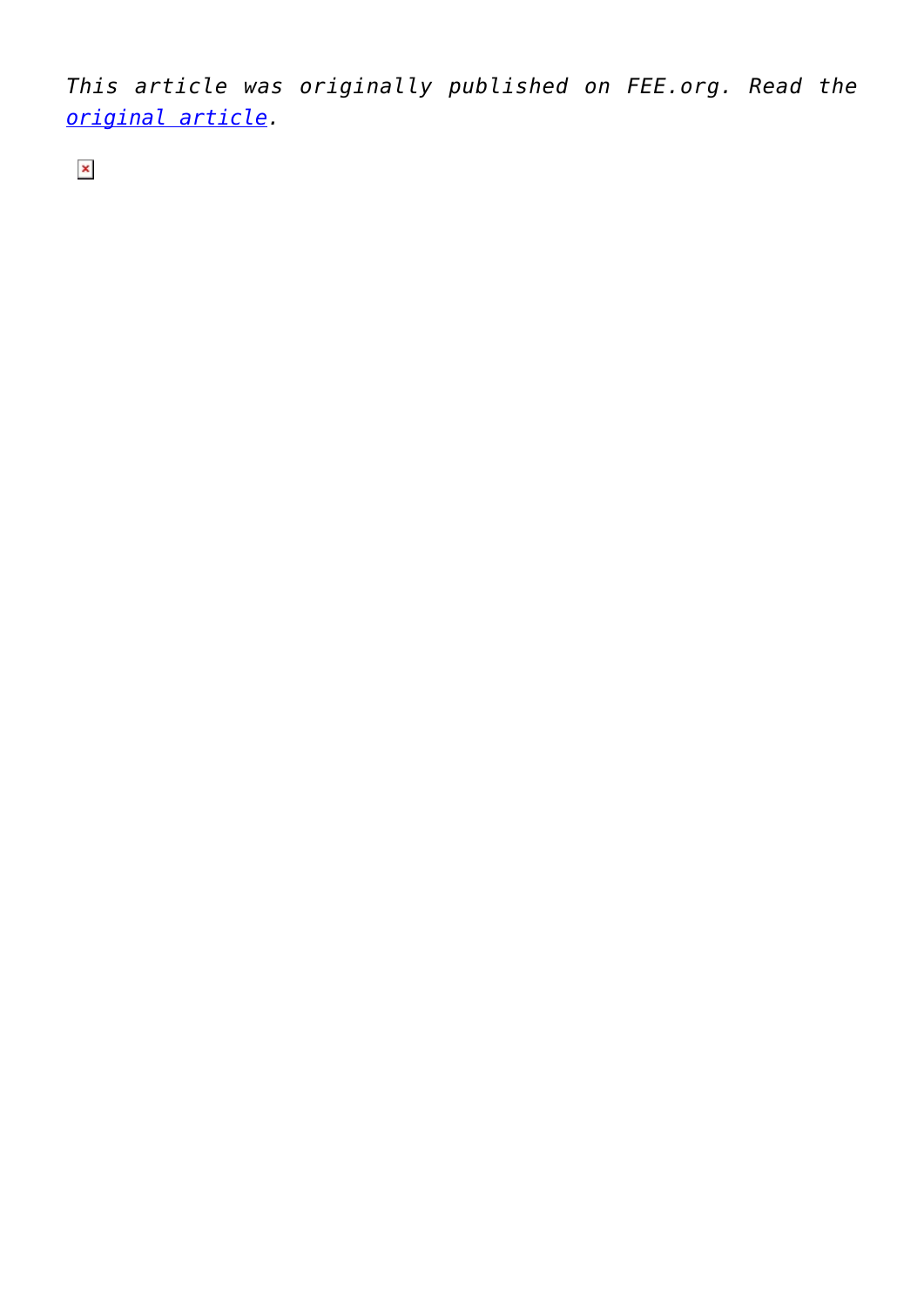*This article was originally published on FEE.org. Read the [original article](original article).*